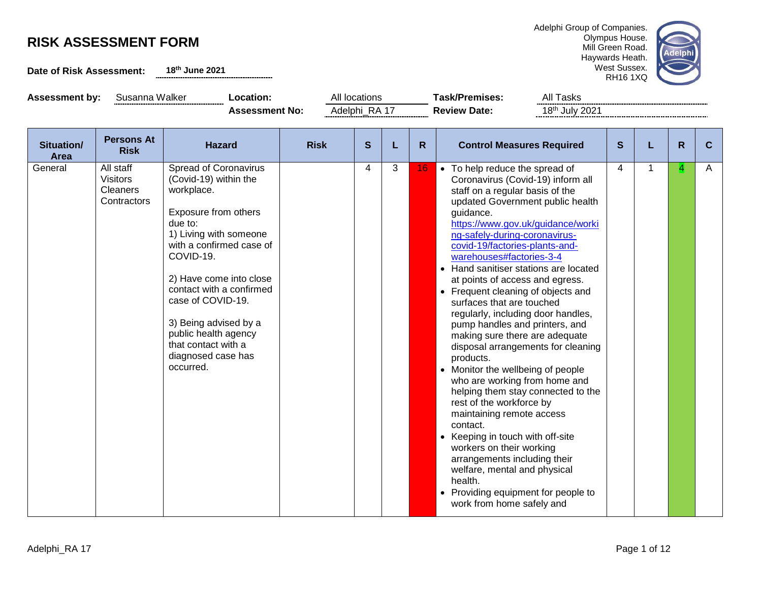# RISK ASSESSMENT FORM

Adelphi Group of Companies.
Olympus House.
Mill Green Road.
Haywards Heath.
West Sussex.
RH16 1XQ

**Date of Risk Assessment:** 18th June 2021

**Assessment by:** Susanna Walker **Location:** All locations **Task/Premises:** All Tasks

**Assessment No:** Adelphi_RA 17 **Review Date:** 18th July 2021

| Situation/ Area | Persons At Risk | Hazard | Risk | S | L | R | Control Measures Required | S | L | R | C |
|---|---|---|---|---|---|---|---|---|---|---|---|
| General | All staff<br>Visitors<br>Cleaners<br>Contractors | Spread of Coronavirus (Covid-19) within the workplace.<br><br>Exposure from others due to:<br>1) Living with someone with a confirmed case of COVID-19.<br><br>2) Have come into close contact with a confirmed case of COVID-19.<br><br>3) Being advised by a public health agency that contact with a diagnosed case has occurred. | | 4 | 3 | 16 | • To help reduce the spread of Coronavirus (Covid-19) inform all staff on a regular basis of the updated Government public health guidance. https://www.gov.uk/guidance/working-safely-during-coronavirus-covid-19/factories-plants-and-warehouses#factories-3-4<br>• Hand sanitiser stations are located at points of access and egress.<br>• Frequent cleaning of objects and surfaces that are touched regularly, including door handles, pump handles and printers, and making sure there are adequate disposal arrangements for cleaning products.<br>• Monitor the wellbeing of people who are working from home and helping them stay connected to the rest of the workforce by maintaining remote access contact.<br>• Keeping in touch with off-site workers on their working arrangements including their welfare, mental and physical health.<br>• Providing equipment for people to work from home safely and | 4 | 1 | 4 | A |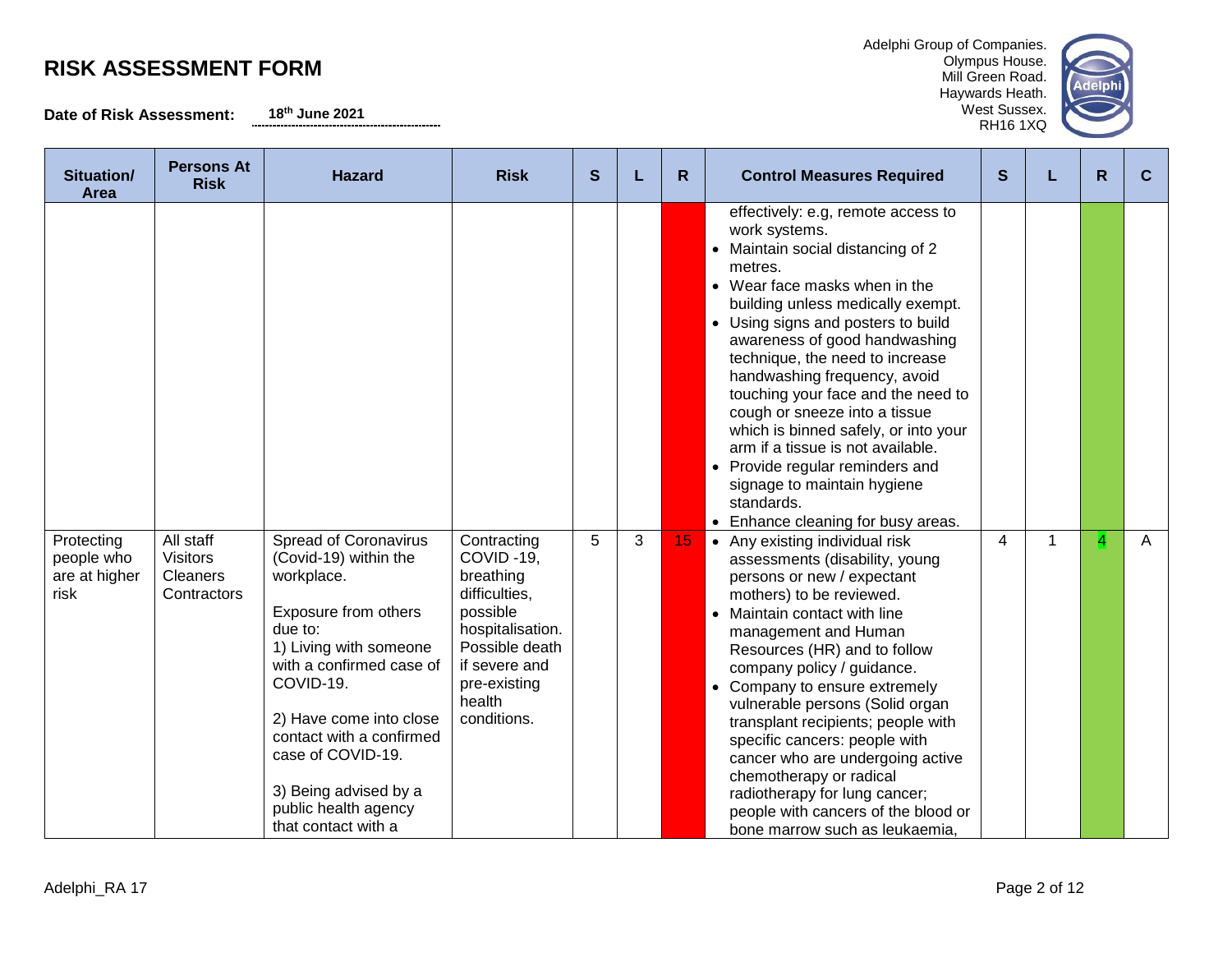# RISK ASSESSMENT FORM

**Date of Risk Assessment:** 18th June 2021

Adelphi Group of Companies.
Olympus House.
Mill Green Road.
Haywards Heath.
West Sussex.
RH16 1XQ

| Situation/ Area | Persons At Risk | Hazard | Risk | S | L | R | Control Measures Required | S | L | R | C |
|---|---|---|---|---|---|---|---|---|---|---|---|
| | | | | | | | effectively: e.g, remote access to work systems.<br>• Maintain social distancing of 2 metres.<br>• Wear face masks when in the building unless medically exempt.<br>• Using signs and posters to build awareness of good handwashing technique, the need to increase handwashing frequency, avoid touching your face and the need to cough or sneeze into a tissue which is binned safely, or into your arm if a tissue is not available.<br>• Provide regular reminders and signage to maintain hygiene standards.<br>• Enhance cleaning for busy areas. | | | | |
| Protecting people who are at higher risk | All staff<br>Visitors<br>Cleaners<br>Contractors | Spread of Coronavirus (Covid-19) within the workplace.<br><br>Exposure from others due to:<br>1) Living with someone with a confirmed case of COVID-19.<br><br>2) Have come into close contact with a confirmed case of COVID-19.<br><br>3) Being advised by a public health agency that contact with a | Contracting COVID -19, breathing difficulties, possible hospitalisation. Possible death if severe and pre-existing health conditions. | 5 | 3 | 15 | • Any existing individual risk assessments (disability, young persons or new / expectant mothers) to be reviewed.<br>• Maintain contact with line management and Human Resources (HR) and to follow company policy / guidance.<br>• Company to ensure extremely vulnerable persons (Solid organ transplant recipients; people with specific cancers: people with cancer who are undergoing active chemotherapy or radical radiotherapy for lung cancer; people with cancers of the blood or bone marrow such as leukaemia, | 4 | 1 | 4 | A |

Adelphi_RA 17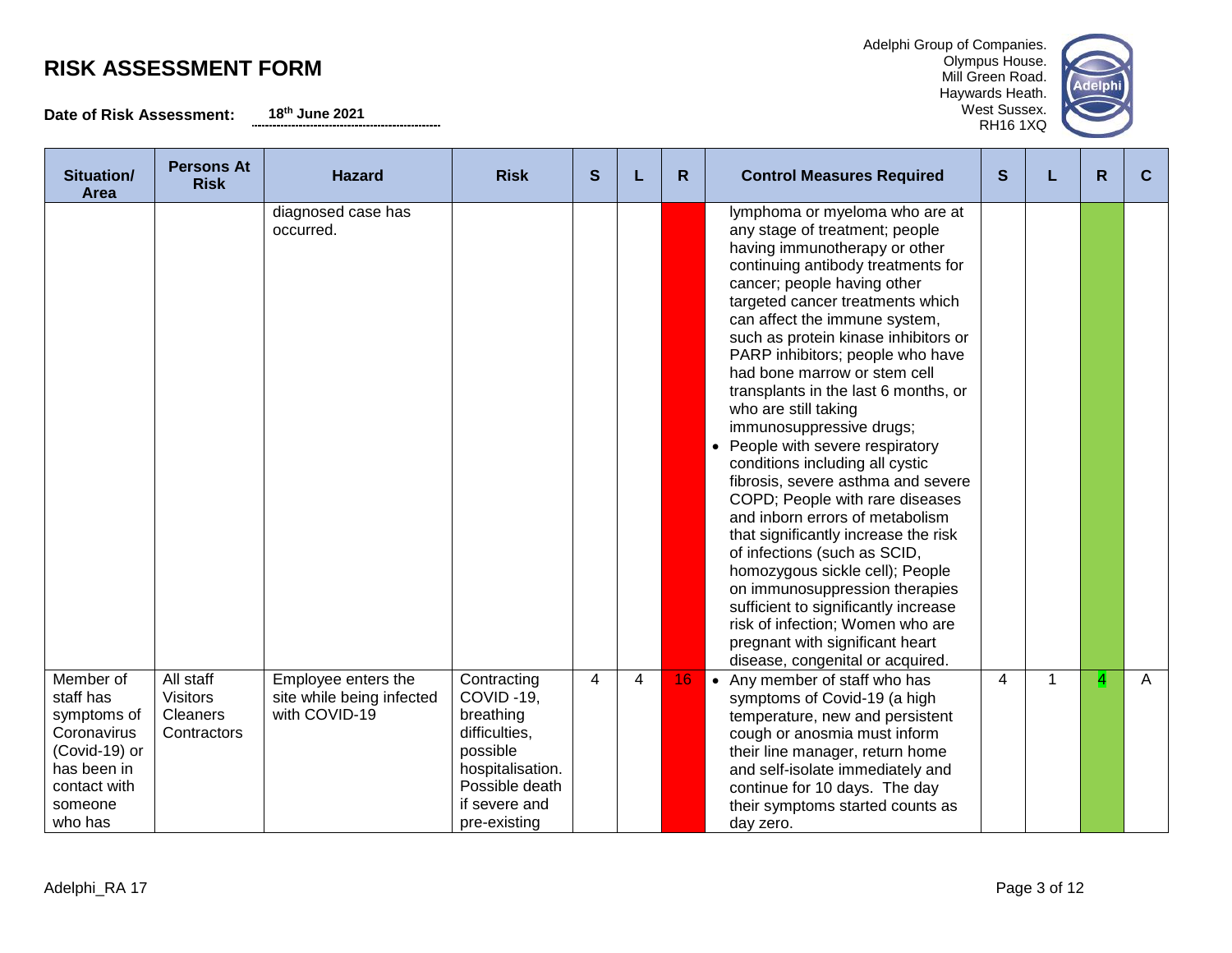# RISK ASSESSMENT FORM

**Date of Risk Assessment:** **18th June 2021**

Adelphi Group of Companies.
Olympus House.
Mill Green Road.
Haywards Heath.
West Sussex.
RH16 1XQ

| Situation/ Area | Persons At Risk | Hazard | Risk | S | L | R | Control Measures Required | S | L | R | C |
|---|---|---|---|---|---|---|---|---|---|---|---|
| | | diagnosed case has occurred. | | | | | lymphoma or myeloma who are at any stage of treatment; people having immunotherapy or other continuing antibody treatments for cancer; people having other targeted cancer treatments which can affect the immune system, such as protein kinase inhibitors or PARP inhibitors; people who have had bone marrow or stem cell transplants in the last 6 months, or who are still taking immunosuppressive drugs;<br>• People with severe respiratory conditions including all cystic fibrosis, severe asthma and severe COPD; People with rare diseases and inborn errors of metabolism that significantly increase the risk of infections (such as SCID, homozygous sickle cell); People on immunosuppression therapies sufficient to significantly increase risk of infection; Women who are pregnant with significant heart disease, congenital or acquired. | | | | |
| Member of staff has symptoms of Coronavirus (Covid-19) or has been in contact with someone who has | All staff<br>Visitors<br>Cleaners<br>Contractors | Employee enters the site while being infected with COVID-19 | Contracting COVID -19, breathing difficulties, possible hospitalisation. Possible death if severe and pre-existing | 4 | 4 | 16 | • Any member of staff who has symptoms of Covid-19 (a high temperature, new and persistent cough or anosmia must inform their line manager, return home and self-isolate immediately and continue for 10 days. The day their symptoms started counts as day zero. | 4 | 1 | 4 | A |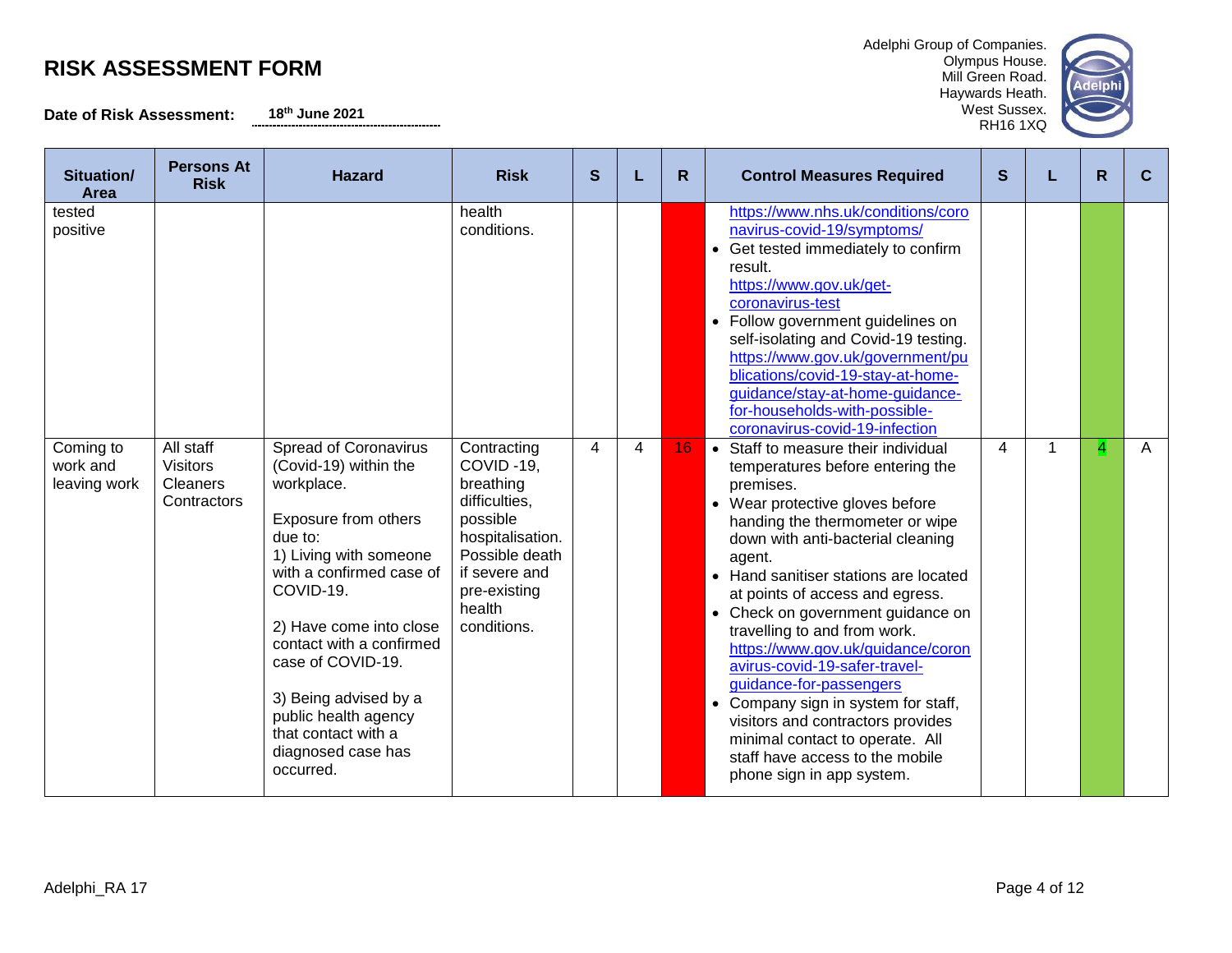# RISK ASSESSMENT FORM

**Date of Risk Assessment:** **18th June 2021**

Adelphi Group of Companies.
Olympus House.
Mill Green Road.
Haywards Heath.
West Sussex.
RH16 1XQ

| Situation/ Area | Persons At Risk | Hazard | Risk | S | L | R | Control Measures Required | S | L | R | C |
|---|---|---|---|---|---|---|---|---|---|---|---|
| tested positive | | | health conditions. | | | | https://www.nhs.uk/conditions/coronavirus-covid-19/symptoms/ <br>• Get tested immediately to confirm result. https://www.gov.uk/get-coronavirus-test <br>• Follow government guidelines on self-isolating and Covid-19 testing. https://www.gov.uk/government/publications/covid-19-stay-at-home-guidance/stay-at-home-guidance-for-households-with-possible-coronavirus-covid-19-infection | | | | |
| Coming to work and leaving work | All staff<br>Visitors<br>Cleaners<br>Contractors | Spread of Coronavirus (Covid-19) within the workplace.<br><br>Exposure from others due to:<br>1) Living with someone with a confirmed case of COVID-19.<br><br>2) Have come into close contact with a confirmed case of COVID-19.<br><br>3) Being advised by a public health agency that contact with a diagnosed case has occurred. | Contracting COVID -19, breathing difficulties, possible hospitalisation. Possible death if severe and pre-existing health conditions. | 4 | 4 | 16 | • Staff to measure their individual temperatures before entering the premises.<br>• Wear protective gloves before handing the thermometer or wipe down with anti-bacterial cleaning agent.<br>• Hand sanitiser stations are located at points of access and egress.<br>• Check on government guidance on travelling to and from work. https://www.gov.uk/guidance/coronavirus-covid-19-safer-travel-guidance-for-passengers<br>• Company sign in system for staff, visitors and contractors provides minimal contact to operate. All staff have access to the mobile phone sign in app system. | 4 | 1 | 4 | A |

Adelphi_RA 17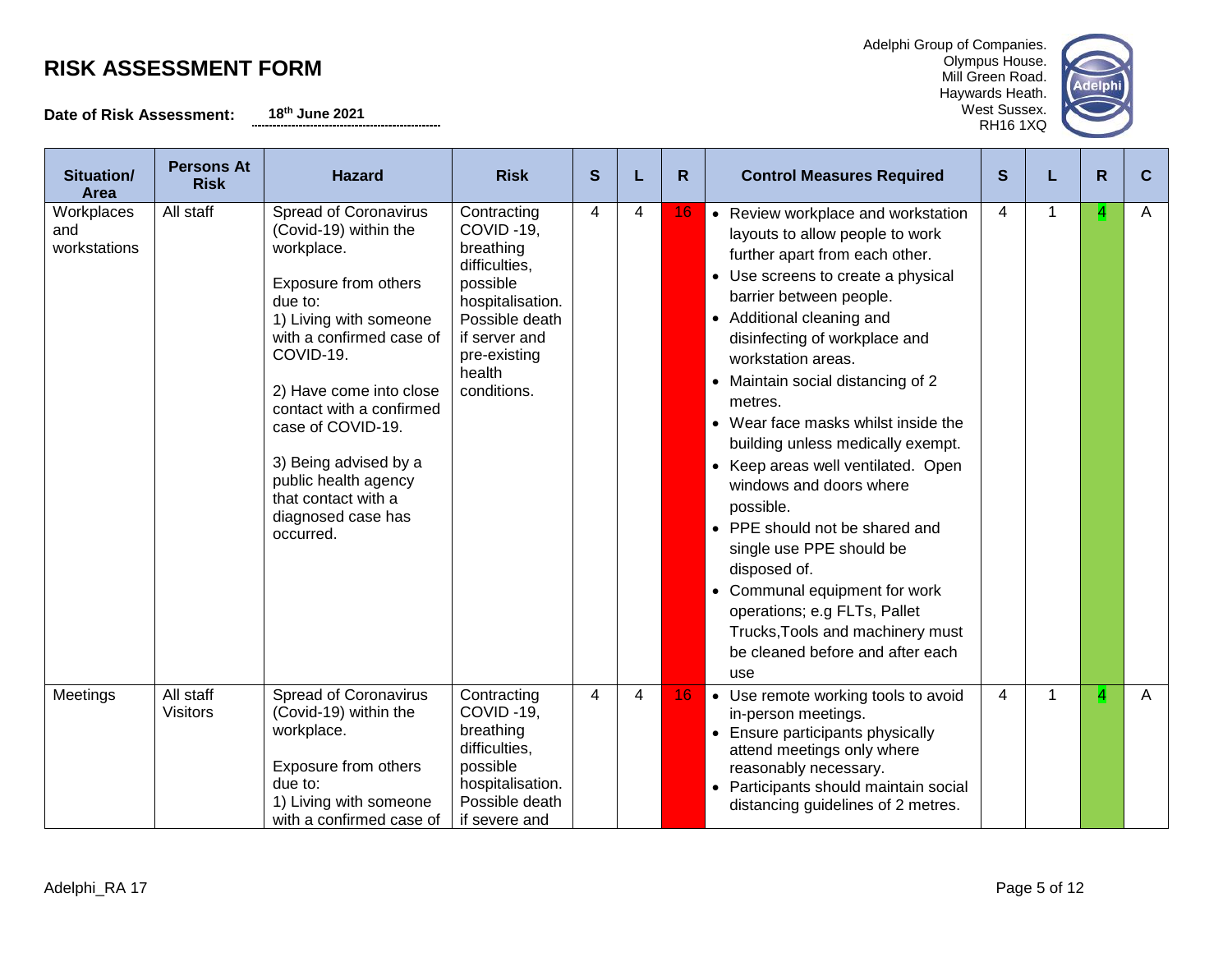# RISK ASSESSMENT FORM

**Date of Risk Assessment:** **18th June 2021**

Adelphi Group of Companies.
Olympus House.
Mill Green Road.
Haywards Heath.
West Sussex.
RH16 1XQ

| Situation/ Area | Persons At Risk | Hazard | Risk | S | L | R | Control Measures Required | S | L | R | C |
|---|---|---|---|---|---|---|---|---|---|---|---|
| Workplaces and workstations | All staff | Spread of Coronavirus (Covid-19) within the workplace.<br><br>Exposure from others due to:<br>1) Living with someone with a confirmed case of COVID-19.<br><br>2) Have come into close contact with a confirmed case of COVID-19.<br><br>3) Being advised by a public health agency that contact with a diagnosed case has occurred. | Contracting COVID -19, breathing difficulties, possible hospitalisation. Possible death if server and pre-existing health conditions. | 4 | 4 | 16 | • Review workplace and workstation layouts to allow people to work further apart from each other.<br>• Use screens to create a physical barrier between people.<br>• Additional cleaning and disinfecting of workplace and workstation areas.<br>• Maintain social distancing of 2 metres.<br>• Wear face masks whilst inside the building unless medically exempt.<br>• Keep areas well ventilated. Open windows and doors where possible.<br>• PPE should not be shared and single use PPE should be disposed of.<br>• Communal equipment for work operations; e.g FLTs, Pallet Trucks,Tools and machinery must be cleaned before and after each use | 4 | 1 | 4 | A |
| Meetings | All staff<br>Visitors | Spread of Coronavirus (Covid-19) within the workplace.<br><br>Exposure from others due to:<br>1) Living with someone with a confirmed case of | Contracting COVID -19, breathing difficulties, possible hospitalisation. Possible death if severe and | 4 | 4 | 16 | • Use remote working tools to avoid in-person meetings.<br>• Ensure participants physically attend meetings only where reasonably necessary.<br>• Participants should maintain social distancing guidelines of 2 metres. | 4 | 1 | 4 | A |

Adelphi_RA 17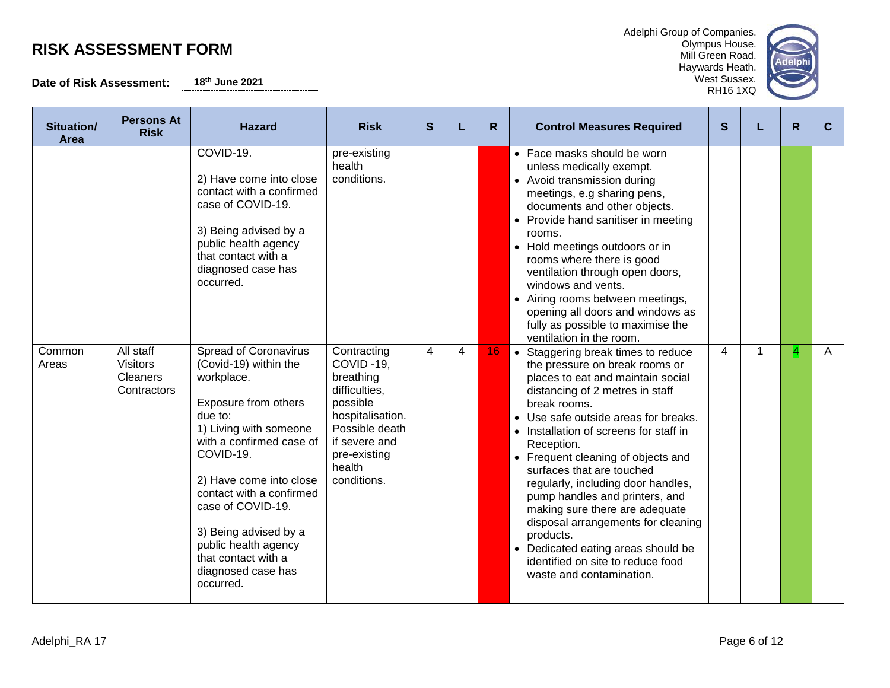# RISK ASSESSMENT FORM

**Date of Risk Assessment:** 18th June 2021

Adelphi Group of Companies.
Olympus House.
Mill Green Road.
Haywards Heath.
West Sussex.
RH16 1XQ

| Situation/ Area | Persons At Risk | Hazard | Risk | S | L | R | Control Measures Required | S | L | R | C |
|---|---|---|---|---|---|---|---|---|---|---|---|
| | | COVID-19.<br><br>2) Have come into close contact with a confirmed case of COVID-19.<br><br>3) Being advised by a public health agency that contact with a diagnosed case has occurred. | pre-existing health conditions. | | | | • Face masks should be worn unless medically exempt.<br>• Avoid transmission during meetings, e.g sharing pens, documents and other objects.<br>• Provide hand sanitiser in meeting rooms.<br>• Hold meetings outdoors or in rooms where there is good ventilation through open doors, windows and vents.<br>• Airing rooms between meetings, opening all doors and windows as fully as possible to maximise the ventilation in the room. | | | | |
| Common Areas | All staff<br>Visitors<br>Cleaners<br>Contractors | Spread of Coronavirus (Covid-19) within the workplace.<br><br>Exposure from others due to:<br>1) Living with someone with a confirmed case of COVID-19.<br><br>2) Have come into close contact with a confirmed case of COVID-19.<br><br>3) Being advised by a public health agency that contact with a diagnosed case has occurred. | Contracting COVID -19, breathing difficulties, possible hospitalisation. Possible death if severe and pre-existing health conditions. | 4 | 4 | 16 | • Staggering break times to reduce the pressure on break rooms or places to eat and maintain social distancing of 2 metres in staff break rooms.<br>• Use safe outside areas for breaks.<br>• Installation of screens for staff in Reception.<br>• Frequent cleaning of objects and surfaces that are touched regularly, including door handles, pump handles and printers, and making sure there are adequate disposal arrangements for cleaning products.<br>• Dedicated eating areas should be identified on site to reduce food waste and contamination. | 4 | 1 | 4 | A |

Adelphi_RA 17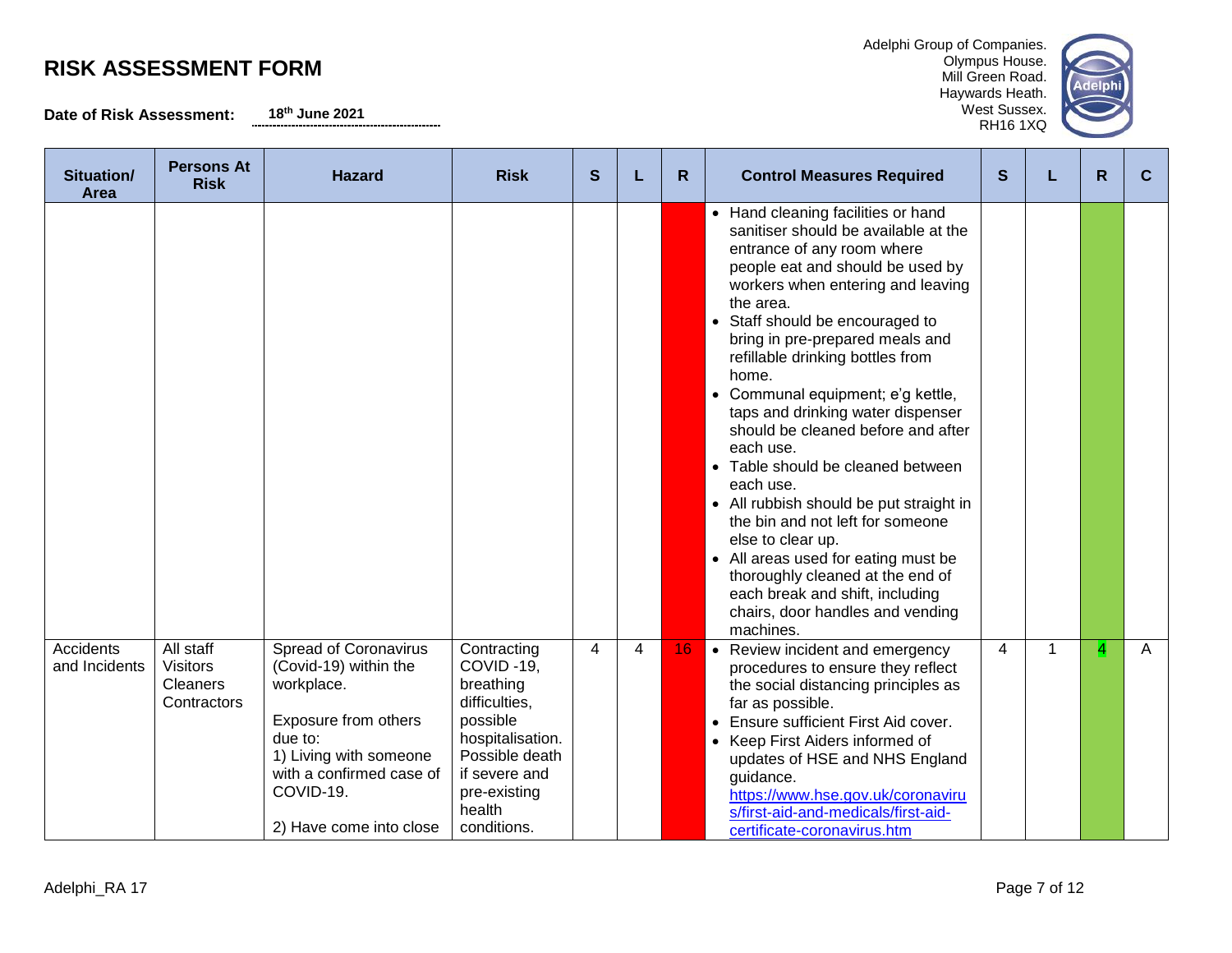# RISK ASSESSMENT FORM

**Date of Risk Assessment:** **18th June 2021**

Adelphi Group of Companies.
Olympus House.
Mill Green Road.
Haywards Heath.
West Sussex.
RH16 1XQ

| Situation/ Area | Persons At Risk | Hazard | Risk | S | L | R | Control Measures Required | S | L | R | C |
|---|---|---|---|---|---|---|---|---|---|---|---|
| | | | | | | | • Hand cleaning facilities or hand sanitiser should be available at the entrance of any room where people eat and should be used by workers when entering and leaving the area.<br>• Staff should be encouraged to bring in pre-prepared meals and refillable drinking bottles from home.<br>• Communal equipment; e'g kettle, taps and drinking water dispenser should be cleaned before and after each use.<br>• Table should be cleaned between each use.<br>• All rubbish should be put straight in the bin and not left for someone else to clear up.<br>• All areas used for eating must be thoroughly cleaned at the end of each break and shift, including chairs, door handles and vending machines. | | | | |
| Accidents and Incidents | All staff<br>Visitors<br>Cleaners<br>Contractors | Spread of Coronavirus (Covid-19) within the workplace.<br><br>Exposure from others due to:<br>1) Living with someone with a confirmed case of COVID-19.<br><br>2) Have come into close | Contracting COVID -19, breathing difficulties, possible hospitalisation. Possible death if severe and pre-existing health conditions. | 4 | 4 | 16 | • Review incident and emergency procedures to ensure they reflect the social distancing principles as far as possible.<br>• Ensure sufficient First Aid cover.<br>• Keep First Aiders informed of updates of HSE and NHS England guidance. https://www.hse.gov.uk/coronavirus/first-aid-and-medicals/first-aid-certificate-coronavirus.htm | 4 | 1 | 4 | A |

Adelphi_RA 17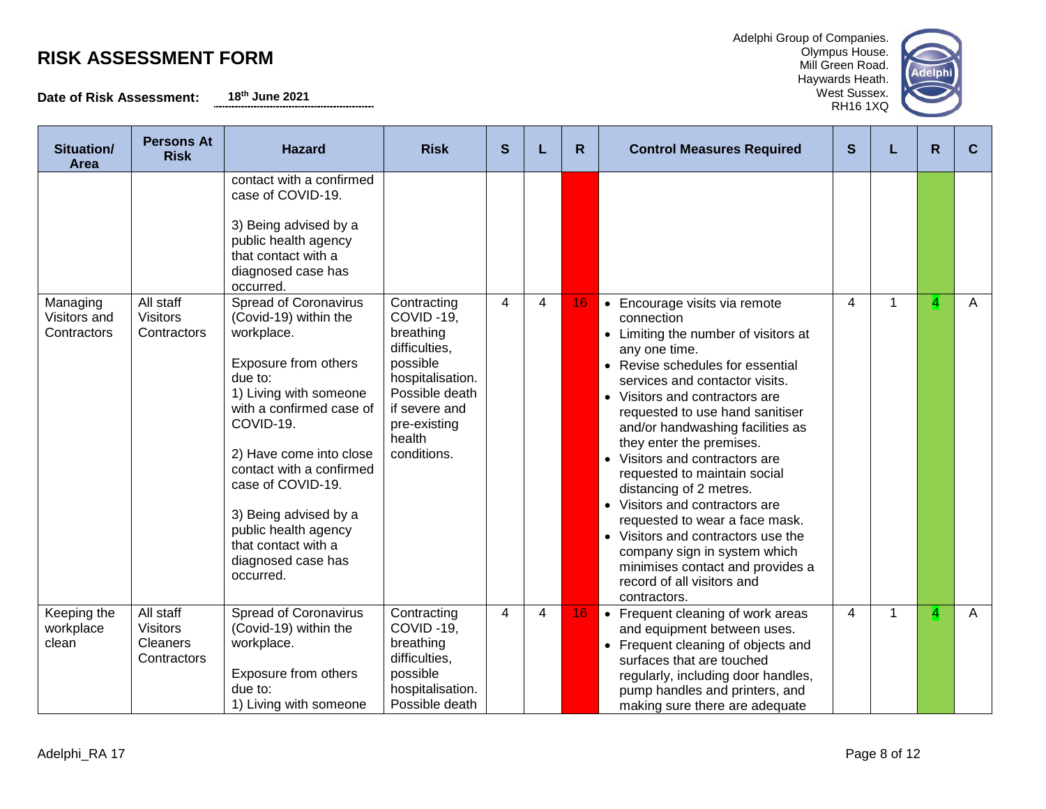# RISK ASSESSMENT FORM

**Date of Risk Assessment:** 18th June 2021

Adelphi Group of Companies.
Olympus House.
Mill Green Road.
Haywards Heath.
West Sussex.
RH16 1XQ

| Situation/ Area | Persons At Risk | Hazard | Risk | S | L | R | Control Measures Required | S | L | R | C |
|---|---|---|---|---|---|---|---|---|---|---|---|
| | | contact with a confirmed case of COVID-19.<br><br>3) Being advised by a public health agency that contact with a diagnosed case has occurred. | | | | | | | | | |
| Managing Visitors and Contractors | All staff<br>Visitors<br>Contractors | Spread of Coronavirus (Covid-19) within the workplace.<br><br>Exposure from others due to:<br>1) Living with someone with a confirmed case of COVID-19.<br><br>2) Have come into close contact with a confirmed case of COVID-19.<br><br>3) Being advised by a public health agency that contact with a diagnosed case has occurred. | Contracting COVID -19, breathing difficulties, possible hospitalisation. Possible death if severe and pre-existing health conditions. | 4 | 4 | 16 | • Encourage visits via remote connection<br>• Limiting the number of visitors at any one time.<br>• Revise schedules for essential services and contactor visits.<br>• Visitors and contractors are requested to use hand sanitiser and/or handwashing facilities as they enter the premises.<br>• Visitors and contractors are requested to maintain social distancing of 2 metres.<br>• Visitors and contractors are requested to wear a face mask.<br>• Visitors and contractors use the company sign in system which minimises contact and provides a record of all visitors and contractors. | 4 | 1 | 4 | A |
| Keeping the workplace clean | All staff<br>Visitors<br>Cleaners<br>Contractors | Spread of Coronavirus (Covid-19) within the workplace.<br><br>Exposure from others due to:<br>1) Living with someone | Contracting COVID -19, breathing difficulties, possible hospitalisation. Possible death | 4 | 4 | 16 | • Frequent cleaning of work areas and equipment between uses.<br>• Frequent cleaning of objects and surfaces that are touched regularly, including door handles, pump handles and printers, and making sure there are adequate | 4 | 1 | 4 | A |

Adelphi_RA 17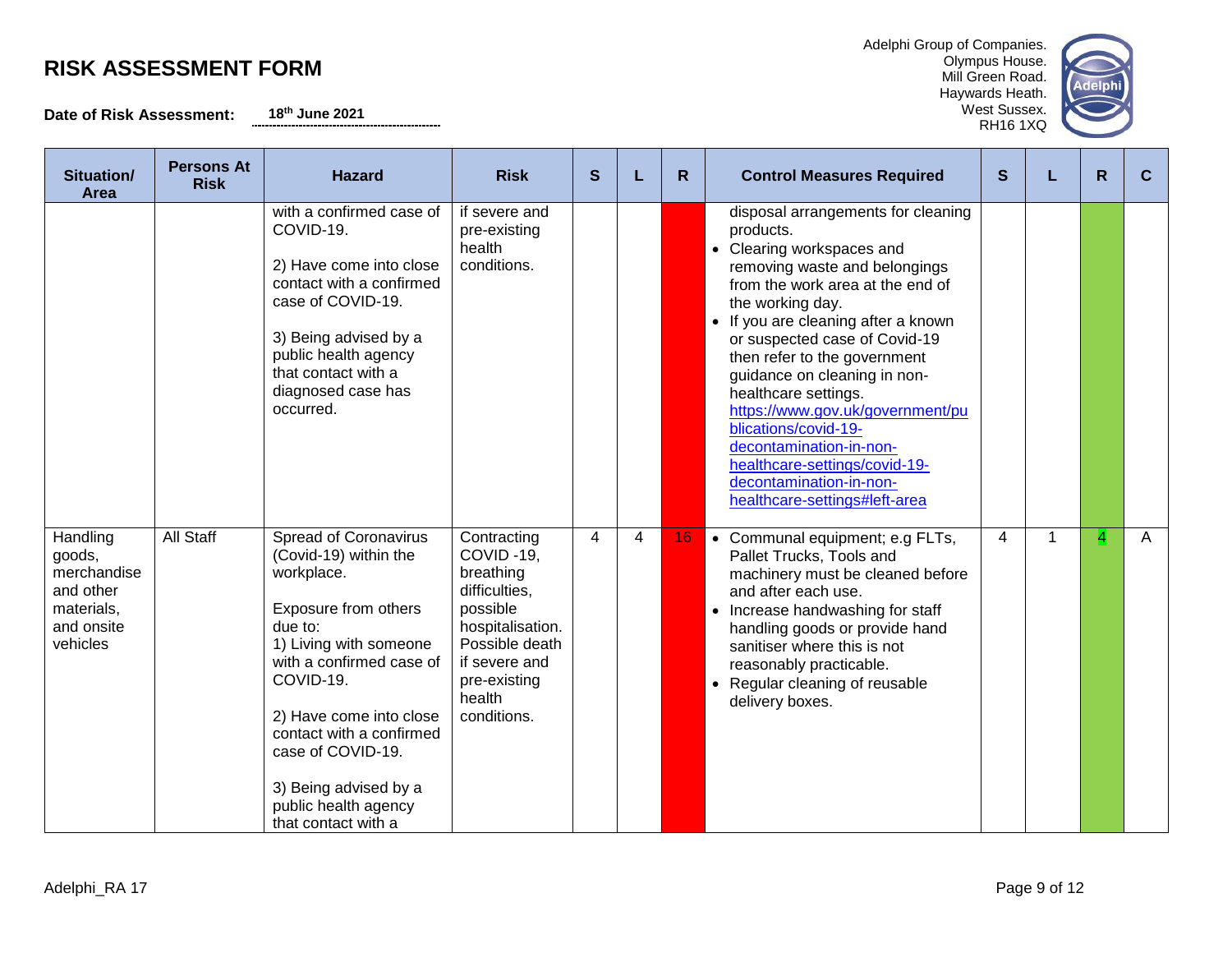# RISK ASSESSMENT FORM

**Date of Risk Assessment:** 18th June 2021

Adelphi Group of Companies.
Olympus House.
Mill Green Road.
Haywards Heath.
West Sussex.
RH16 1XQ

| Situation/ Area | Persons At Risk | Hazard | Risk | S | L | R | Control Measures Required | S | L | R | C |
|---|---|---|---|---|---|---|---|---|---|---|---|
| | | with a confirmed case of COVID-19.<br><br>2) Have come into close contact with a confirmed case of COVID-19.<br><br>3) Being advised by a public health agency that contact with a diagnosed case has occurred. | if severe and pre-existing health conditions. | | | | disposal arrangements for cleaning products.<br>• Clearing workspaces and removing waste and belongings from the work area at the end of the working day.<br>• If you are cleaning after a known or suspected case of Covid-19 then refer to the government guidance on cleaning in non-healthcare settings. https://www.gov.uk/government/publications/covid-19-decontamination-in-non-healthcare-settings/covid-19-decontamination-in-non-healthcare-settings#left-area | | | | |
| Handling goods, merchandise and other materials, and onsite vehicles | All Staff | Spread of Coronavirus (Covid-19) within the workplace.<br><br>Exposure from others due to:<br>1) Living with someone with a confirmed case of COVID-19.<br><br>2) Have come into close contact with a confirmed case of COVID-19.<br><br>3) Being advised by a public health agency that contact with a | Contracting COVID -19, breathing difficulties, possible hospitalisation. Possible death if severe and pre-existing health conditions. | 4 | 4 | 16 | • Communal equipment; e.g FLTs, Pallet Trucks, Tools and machinery must be cleaned before and after each use.<br>• Increase handwashing for staff handling goods or provide hand sanitiser where this is not reasonably practicable.<br>• Regular cleaning of reusable delivery boxes. | 4 | 1 | 4 | A |

Adelphi_RA 17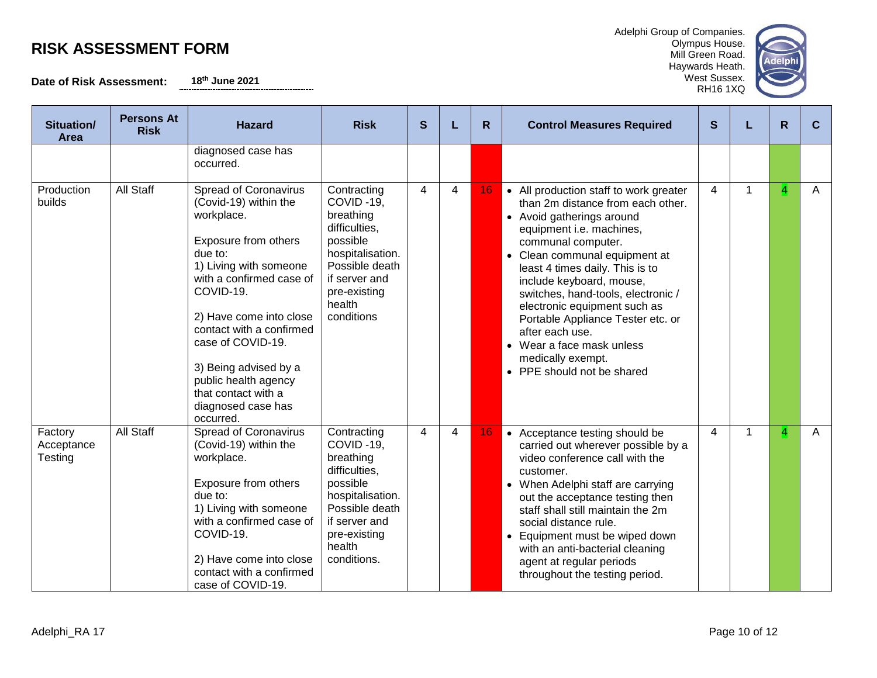# RISK ASSESSMENT FORM

**Date of Risk Assessment:** **18th June 2021**

Adelphi Group of Companies.
Olympus House.
Mill Green Road.
Haywards Heath.
West Sussex.
RH16 1XQ

| Situation/ Area | Persons At Risk | Hazard | Risk | S | L | R | Control Measures Required | S | L | R | C |
|---|---|---|---|---|---|---|---|---|---|---|---|
| | | diagnosed case has occurred. | | | | | | | | | |
| Production builds | All Staff | Spread of Coronavirus (Covid-19) within the workplace.<br><br>Exposure from others due to:<br>1) Living with someone with a confirmed case of COVID-19.<br><br>2) Have come into close contact with a confirmed case of COVID-19.<br><br>3) Being advised by a public health agency that contact with a diagnosed case has occurred. | Contracting COVID -19, breathing difficulties, possible hospitalisation. Possible death if server and pre-existing health conditions | 4 | 4 | 16 | • All production staff to work greater than 2m distance from each other.<br>• Avoid gatherings around equipment i.e. machines, communal computer.<br>• Clean communal equipment at least 4 times daily. This is to include keyboard, mouse, switches, hand-tools, electronic / electronic equipment such as Portable Appliance Tester etc. or after each use.<br>• Wear a face mask unless medically exempt.<br>• PPE should not be shared | 4 | 1 | 4 | A |
| Factory Acceptance Testing | All Staff | Spread of Coronavirus (Covid-19) within the workplace.<br><br>Exposure from others due to:<br>1) Living with someone with a confirmed case of COVID-19.<br><br>2) Have come into close contact with a confirmed case of COVID-19. | Contracting COVID -19, breathing difficulties, possible hospitalisation. Possible death if server and pre-existing health conditions. | 4 | 4 | 16 | • Acceptance testing should be carried out wherever possible by a video conference call with the customer.<br>• When Adelphi staff are carrying out the acceptance testing then staff shall still maintain the 2m social distance rule.<br>• Equipment must be wiped down with an anti-bacterial cleaning agent at regular periods throughout the testing period. | 4 | 1 | 4 | A |

Adelphi_RA 17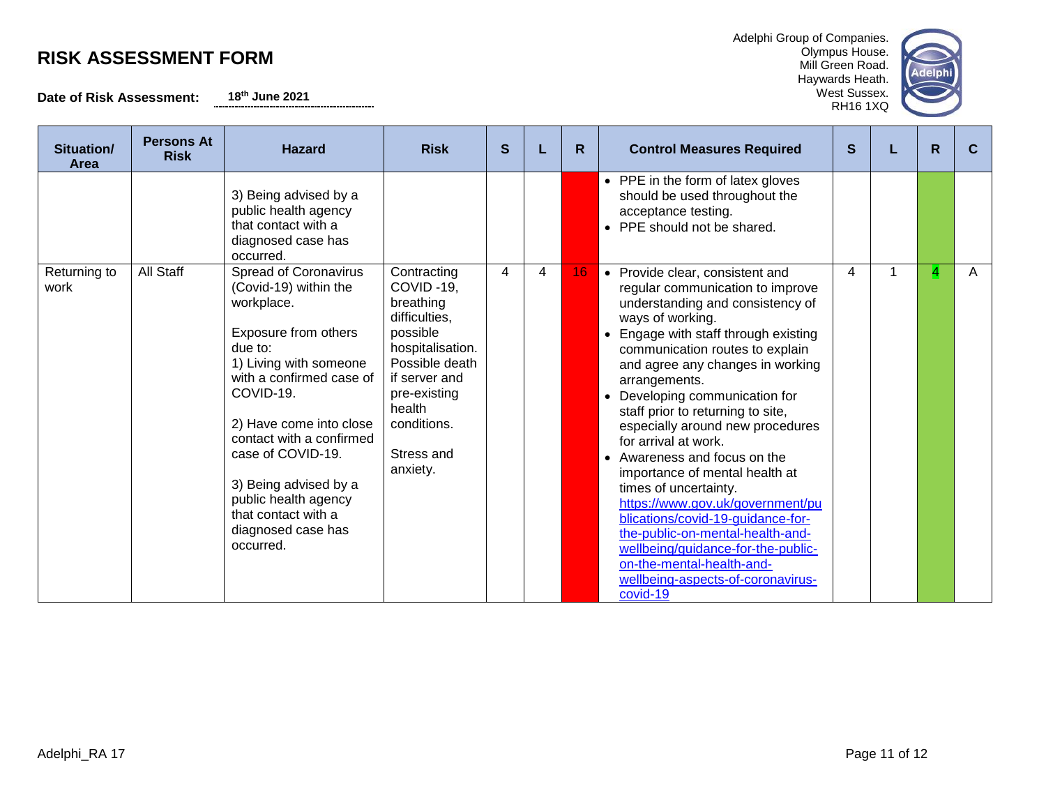# RISK ASSESSMENT FORM

**Date of Risk Assessment:** 18th June 2021

Adelphi Group of Companies.
Olympus House.
Mill Green Road.
Haywards Heath.
West Sussex.
RH16 1XQ

| Situation/ Area | Persons At Risk | Hazard | Risk | S | L | R | Control Measures Required | S | L | R | C |
|---|---|---|---|---|---|---|---|---|---|---|---|
| | | 3) Being advised by a public health agency that contact with a diagnosed case has occurred. | | | | | • PPE in the form of latex gloves should be used throughout the acceptance testing.<br>• PPE should not be shared. | | | | |
| Returning to work | All Staff | Spread of Coronavirus (Covid-19) within the workplace.<br><br>Exposure from others due to:<br>1) Living with someone with a confirmed case of COVID-19.<br><br>2) Have come into close contact with a confirmed case of COVID-19.<br><br>3) Being advised by a public health agency that contact with a diagnosed case has occurred. | Contracting COVID -19, breathing difficulties, possible hospitalisation. Possible death if server and pre-existing health conditions.<br><br>Stress and anxiety. | 4 | 4 | 16 | • Provide clear, consistent and regular communication to improve understanding and consistency of ways of working.<br>• Engage with staff through existing communication routes to explain and agree any changes in working arrangements.<br>• Developing communication for staff prior to returning to site, especially around new procedures for arrival at work.<br>• Awareness and focus on the importance of mental health at times of uncertainty. https://www.gov.uk/government/publications/covid-19-guidance-for-the-public-on-mental-health-and-wellbeing/guidance-for-the-public-on-the-mental-health-and-wellbeing-aspects-of-coronavirus-covid-19 | 4 | 1 | 4 | A |

Adelphi_RA 17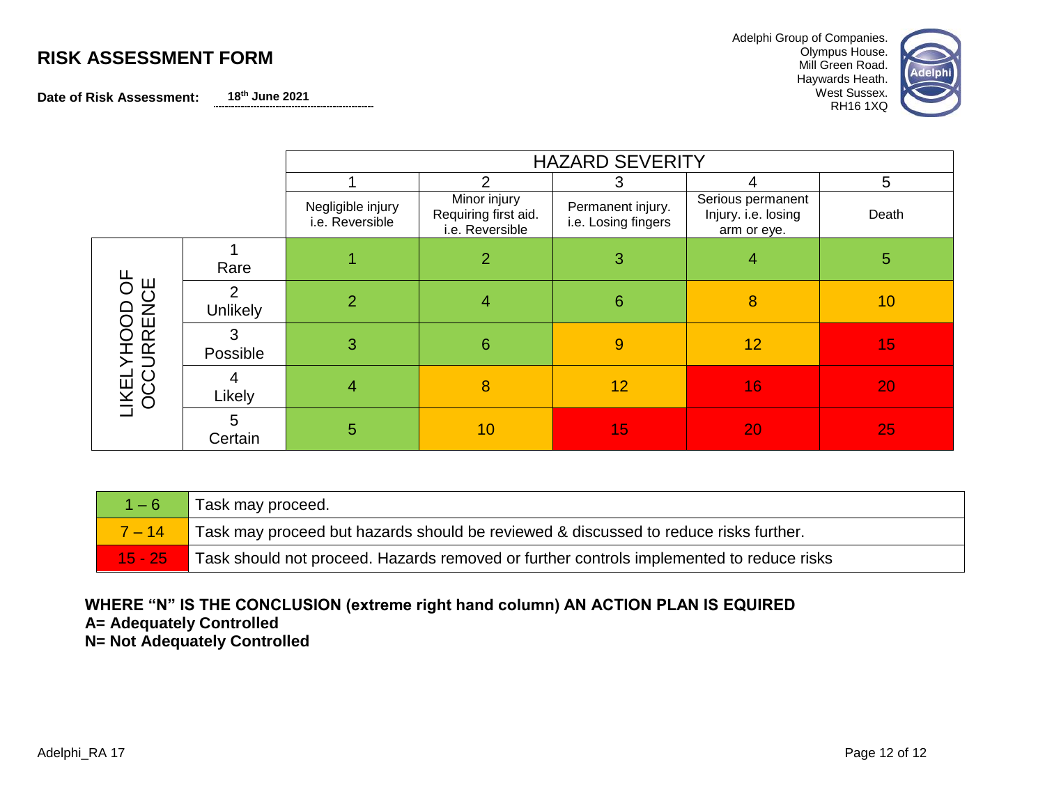# RISK ASSESSMENT FORM

**Date of Risk Assessment:** 18th June 2021

Adelphi Group of Companies.
Olympus House.
Mill Green Road.
Haywards Heath.
West Sussex.
RH16 1XQ

| | | HAZARD SEVERITY | | | | |
|---|---|---|---|---|---|---|
| | | 1 | 2 | 3 | 4 | 5 |
| | | Negligible injury i.e. Reversible | Minor injury Requiring first aid. i.e. Reversible | Permanent injury. i.e. Losing fingers | Serious permanent Injury. i.e. losing arm or eye. | Death |
| LIKELYHOOD OF OCCURRENCE | 1 Rare | 1 | 2 | 3 | 4 | 5 |
| | 2 Unlikely | 2 | 4 | 6 | 8 | 10 |
| | 3 Possible | 3 | 6 | 9 | 12 | 15 |
| | 4 Likely | 4 | 8 | 12 | 16 | 20 |
| | 5 Certain | 5 | 10 | 15 | 20 | 25 |

| | |
|---|---|
| 1 – 6 | Task may proceed. |
| 7 – 14 | Task may proceed but hazards should be reviewed & discussed to reduce risks further. |
| 15 - 25 | Task should not proceed. Hazards removed or further controls implemented to reduce risks |

**WHERE "N" IS THE CONCLUSION (extreme right hand column) AN ACTION PLAN IS EQUIRED**
**A= Adequately Controlled**
**N= Not Adequately Controlled**

Adelphi_RA 17